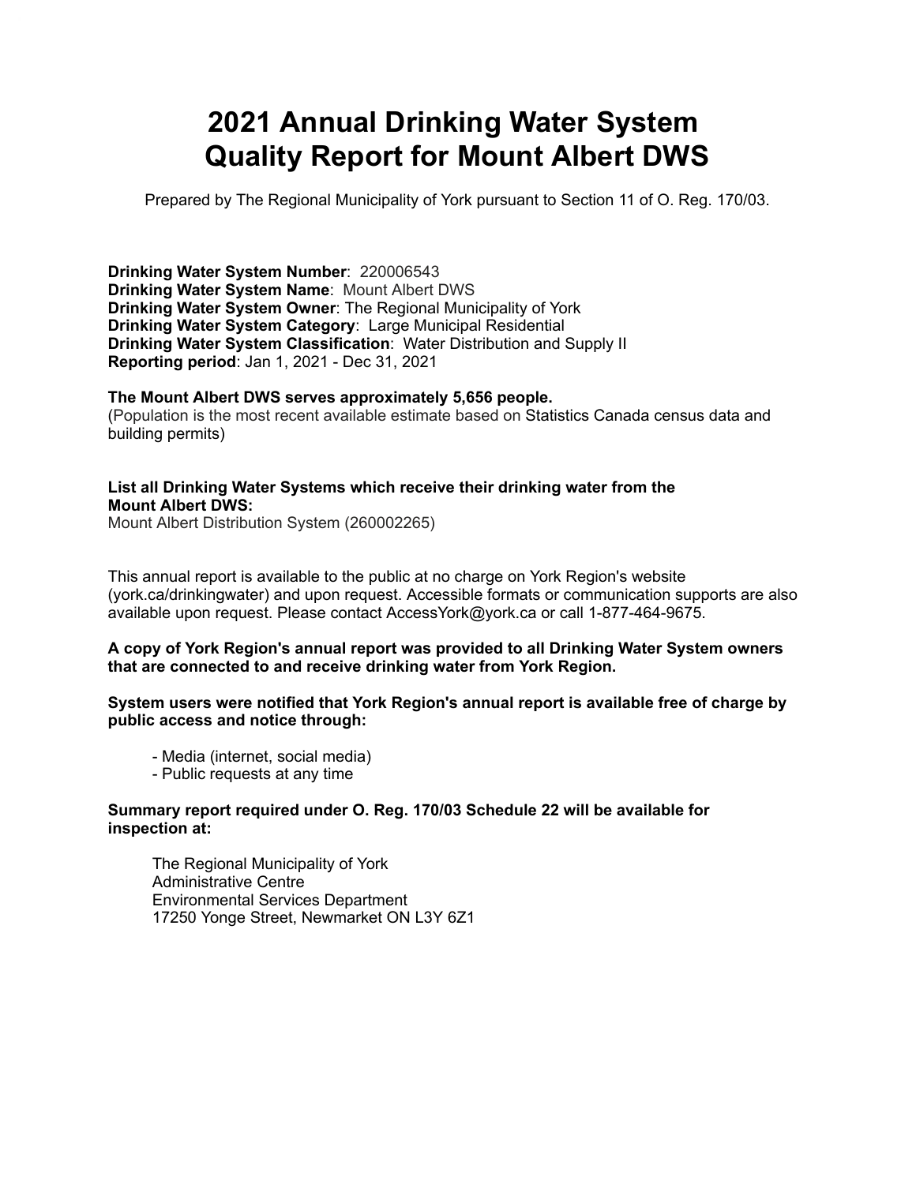# 2021 Annual Drinking Water System Quality Report for Mount Albert DWS

Prepared by The Regional Municipality of York pursuant to Section 11 of O. Reg. 170/03.

**Drinking Water System Number**: 220006543
**Drinking Water System Name**: Mount Albert DWS
**Drinking Water System Owner**: The Regional Municipality of York
**Drinking Water System Category**: Large Municipal Residential
**Drinking Water System Classification**: Water Distribution and Supply II
**Reporting period**: Jan 1, 2021 - Dec 31, 2021

**The Mount Albert DWS serves approximately 5,656 people.**
(Population is the most recent available estimate based on Statistics Canada census data and building permits)

**List all Drinking Water Systems which receive their drinking water from the Mount Albert DWS:**
Mount Albert Distribution System (260002265)

This annual report is available to the public at no charge on York Region's website (york.ca/drinkingwater) and upon request. Accessible formats or communication supports are also available upon request. Please contact AccessYork@york.ca or call 1-877-464-9675.

**A copy of York Region's annual report was provided to all Drinking Water System owners that are connected to and receive drinking water from York Region.**

**System users were notified that York Region's annual report is available free of charge by public access and notice through:**

- Media (internet, social media)
- Public requests at any time

**Summary report required under O. Reg. 170/03 Schedule 22 will be available for inspection at:**

The Regional Municipality of York
Administrative Centre
Environmental Services Department
17250 Yonge Street, Newmarket ON L3Y 6Z1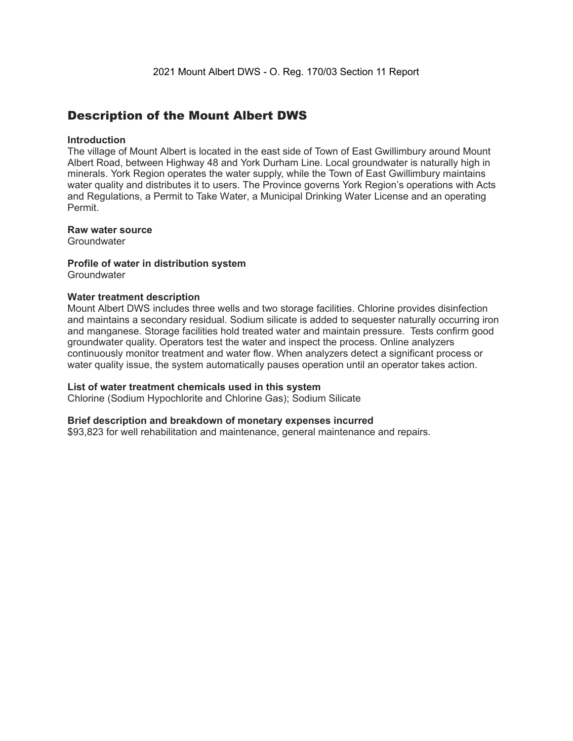# Description of the Mount Albert DWS

**Introduction**
The village of Mount Albert is located in the east side of Town of East Gwillimbury around Mount Albert Road, between Highway 48 and York Durham Line. Local groundwater is naturally high in minerals. York Region operates the water supply, while the Town of East Gwillimbury maintains water quality and distributes it to users. The Province governs York Region's operations with Acts and Regulations, a Permit to Take Water, a Municipal Drinking Water License and an operating Permit.

**Raw water source**
Groundwater

**Profile of water in distribution system**
Groundwater

**Water treatment description**
Mount Albert DWS includes three wells and two storage facilities. Chlorine provides disinfection and maintains a secondary residual. Sodium silicate is added to sequester naturally occurring iron and manganese. Storage facilities hold treated water and maintain pressure. Tests confirm good groundwater quality. Operators test the water and inspect the process. Online analyzers continuously monitor treatment and water flow. When analyzers detect a significant process or water quality issue, the system automatically pauses operation until an operator takes action.

**List of water treatment chemicals used in this system**
Chlorine (Sodium Hypochlorite and Chlorine Gas); Sodium Silicate

**Brief description and breakdown of monetary expenses incurred**
$93,823 for well rehabilitation and maintenance, general maintenance and repairs.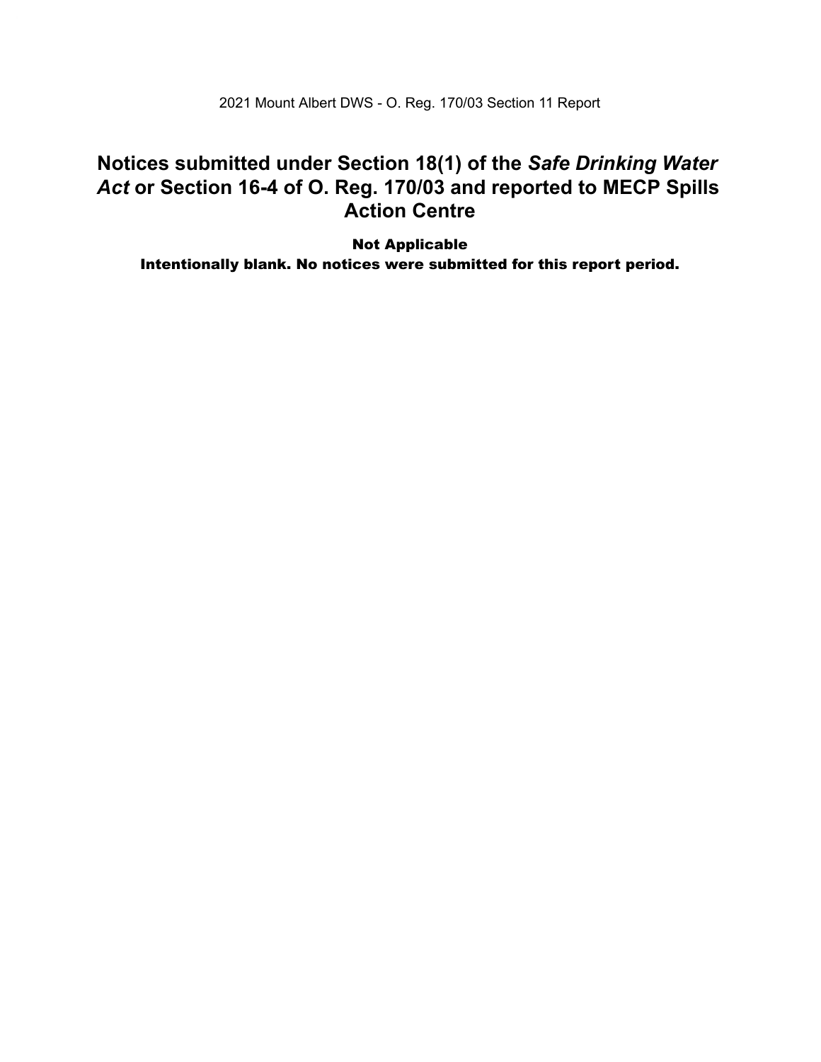# Notices submitted under Section 18(1) of the *Safe Drinking Water Act* or Section 16-4 of O. Reg. 170/03 and reported to MECP Spills Action Centre

**Not Applicable**

**Intentionally blank. No notices were submitted for this report period.**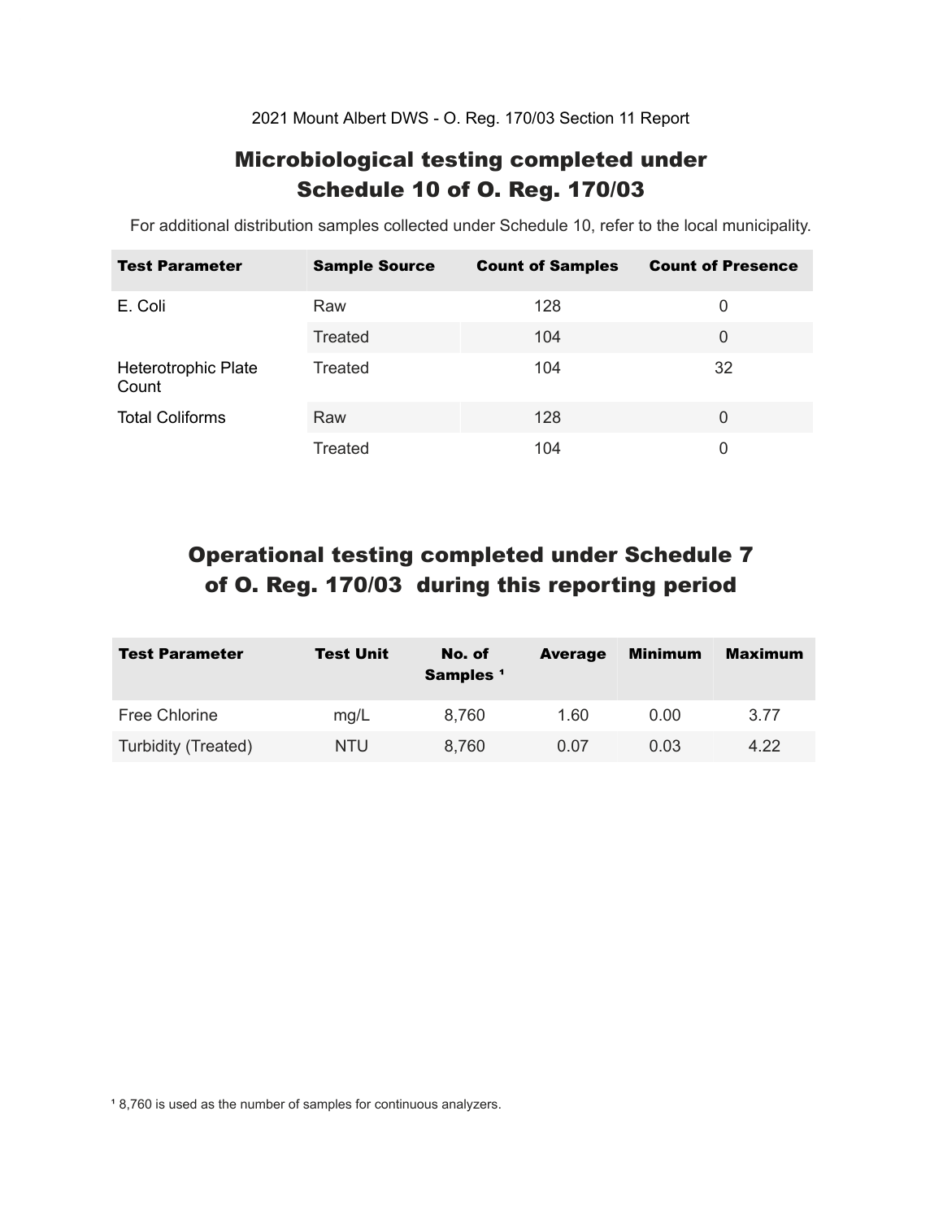2021 Mount Albert DWS - O. Reg. 170/03 Section 11 Report

# Microbiological testing completed under Schedule 10 of O. Reg. 170/03

For additional distribution samples collected under Schedule 10, refer to the local municipality.

| Test Parameter | Sample Source | Count of Samples | Count of Presence |
|---|---|---|---|
| E. Coli | Raw | 128 | 0 |
| | Treated | 104 | 0 |
| Heterotrophic Plate Count | Treated | 104 | 32 |
| Total Coliforms | Raw | 128 | 0 |
| | Treated | 104 | 0 |

# Operational testing completed under Schedule 7 of O. Reg. 170/03 during this reporting period

| Test Parameter | Test Unit | No. of Samples [1] | Average | Minimum | Maximum |
|---|---|---|---|---|---|
| Free Chlorine | mg/L | 8,760 | 1.60 | 0.00 | 3.77 |
| Turbidity (Treated) | NTU | 8,760 | 0.07 | 0.03 | 4.22 |

[1] 8,760 is used as the number of samples for continuous analyzers.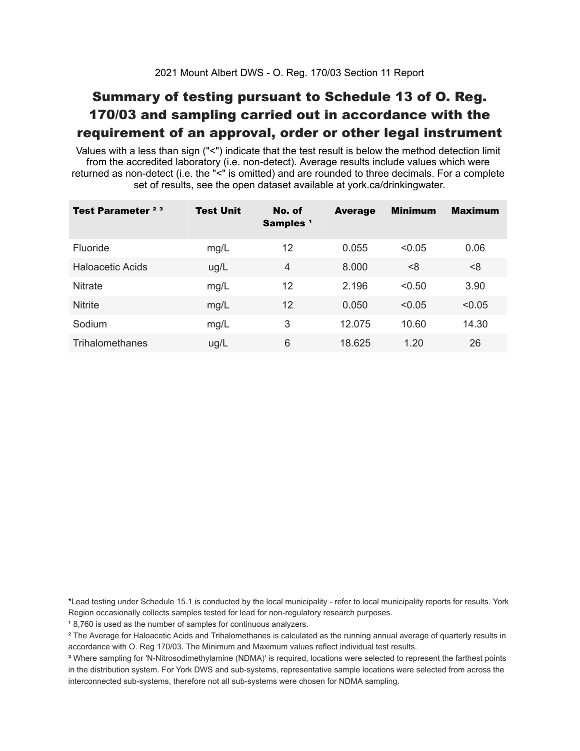2021 Mount Albert DWS - O. Reg. 170/03 Section 11 Report

# Summary of testing pursuant to Schedule 13 of O. Reg. 170/03 and sampling carried out in accordance with the requirement of an approval, order or other legal instrument

Values with a less than sign ("<") indicate that the test result is below the method detection limit from the accredited laboratory (i.e. non-detect). Average results include values which were returned as non-detect (i.e. the "<" is omitted) and are rounded to three decimals. For a complete set of results, see the open dataset available at york.ca/drinkingwater.

| Test Parameter [2] [3] | Test Unit | No. of Samples [1] | Average | Minimum | Maximum |
|---|---|---|---|---|---|
| Fluoride | mg/L | 12 | 0.055 | <0.05 | 0.06 |
| Haloacetic Acids | ug/L | 4 | 8.000 | <8 | <8 |
| Nitrate | mg/L | 12 | 2.196 | <0.50 | 3.90 |
| Nitrite | mg/L | 12 | 0.050 | <0.05 | <0.05 |
| Sodium | mg/L | 3 | 12.075 | 10.60 | 14.30 |
| Trihalomethanes | ug/L | 6 | 18.625 | 1.20 | 26 |

*Lead testing under Schedule 15.1 is conducted by the local municipality - refer to local municipality reports for results. York Region occasionally collects samples tested for lead for non-regulatory research purposes.

[1] 8,760 is used as the number of samples for continuous analyzers.

[2] The Average for Haloacetic Acids and Trihalomethanes is calculated as the running annual average of quarterly results in accordance with O. Reg 170/03. The Minimum and Maximum values reflect individual test results.

[3] Where sampling for 'N-Nitrosodimethylamine (NDMA)' is required, locations were selected to represent the farthest points in the distribution system. For York DWS and sub-systems, representative sample locations were selected from across the interconnected sub-systems, therefore not all sub-systems were chosen for NDMA sampling.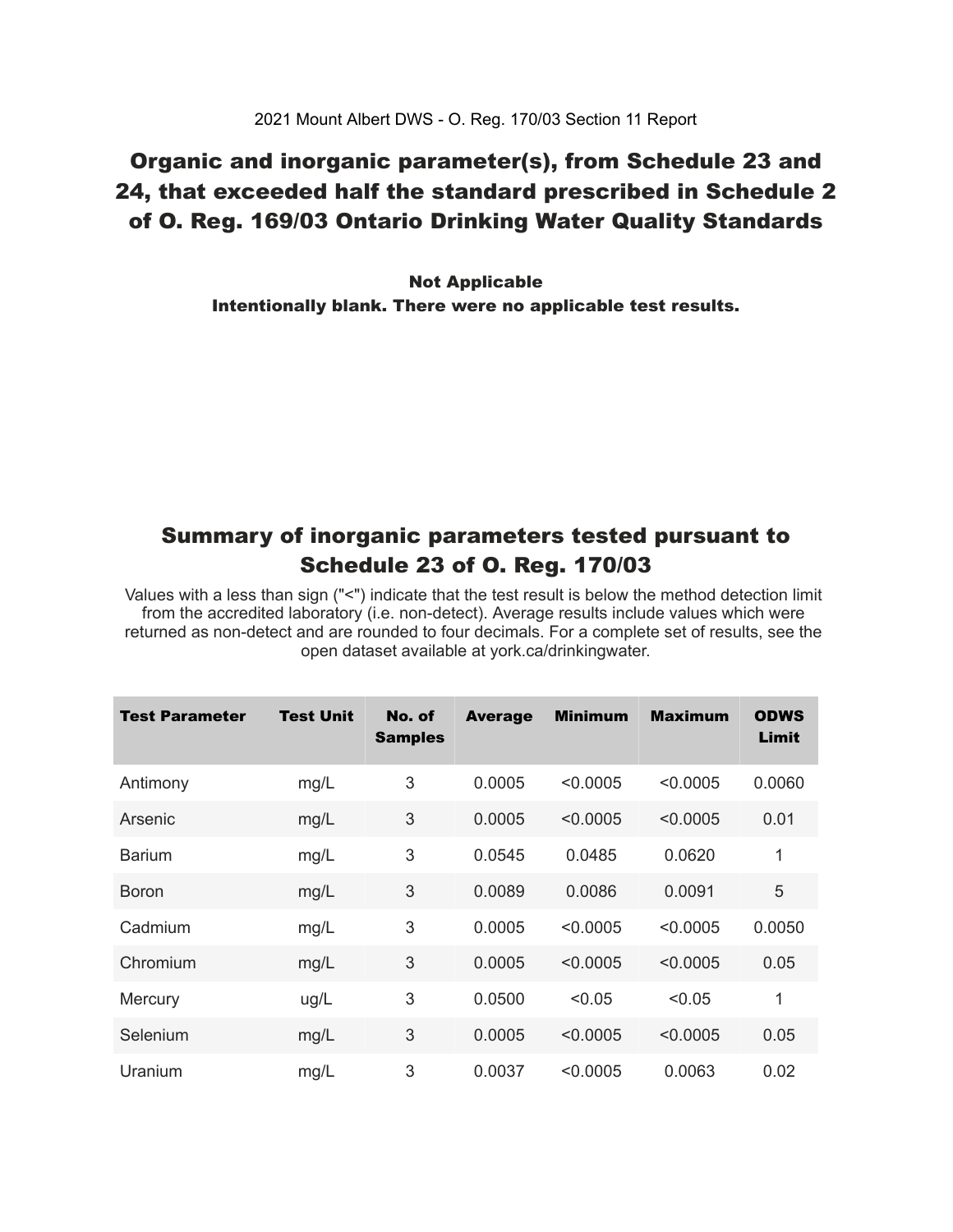2021 Mount Albert DWS - O. Reg. 170/03 Section 11 Report

## Organic and inorganic parameter(s), from Schedule 23 and 24, that exceeded half the standard prescribed in Schedule 2 of O. Reg. 169/03 Ontario Drinking Water Quality Standards

**Not Applicable**
**Intentionally blank. There were no applicable test results.**

## Summary of inorganic parameters tested pursuant to Schedule 23 of O. Reg. 170/03

Values with a less than sign ("<") indicate that the test result is below the method detection limit from the accredited laboratory (i.e. non-detect). Average results include values which were returned as non-detect and are rounded to four decimals. For a complete set of results, see the open dataset available at york.ca/drinkingwater.

| Test Parameter | Test Unit | No. of Samples | Average | Minimum | Maximum | ODWS Limit |
|---|---|---|---|---|---|---|
| Antimony | mg/L | 3 | 0.0005 | <0.0005 | <0.0005 | 0.0060 |
| Arsenic | mg/L | 3 | 0.0005 | <0.0005 | <0.0005 | 0.01 |
| Barium | mg/L | 3 | 0.0545 | 0.0485 | 0.0620 | 1 |
| Boron | mg/L | 3 | 0.0089 | 0.0086 | 0.0091 | 5 |
| Cadmium | mg/L | 3 | 0.0005 | <0.0005 | <0.0005 | 0.0050 |
| Chromium | mg/L | 3 | 0.0005 | <0.0005 | <0.0005 | 0.05 |
| Mercury | ug/L | 3 | 0.0500 | <0.05 | <0.05 | 1 |
| Selenium | mg/L | 3 | 0.0005 | <0.0005 | <0.0005 | 0.05 |
| Uranium | mg/L | 3 | 0.0037 | <0.0005 | 0.0063 | 0.02 |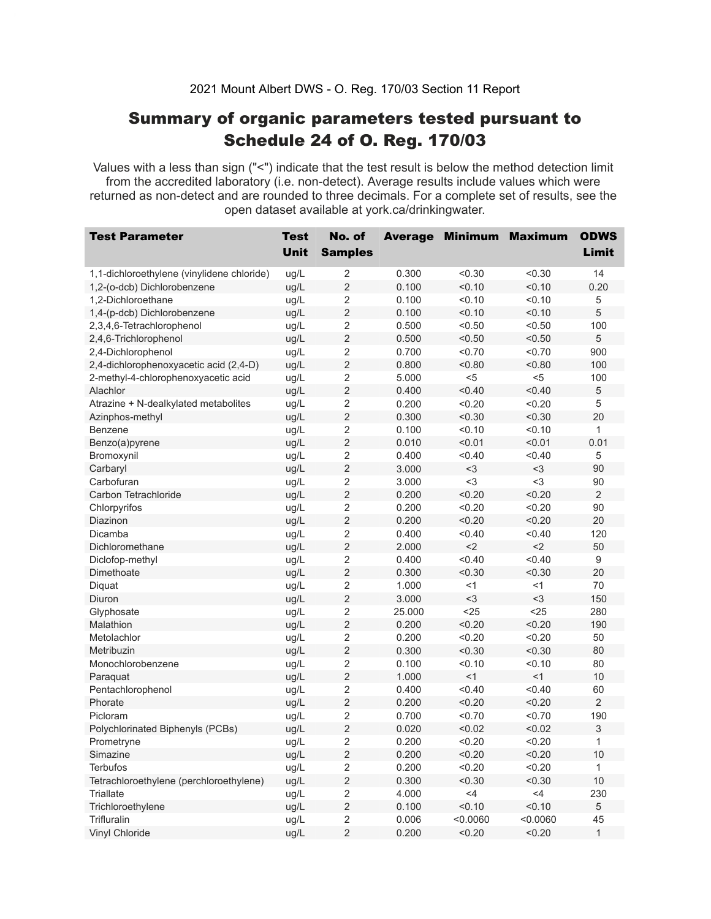2021 Mount Albert DWS - O. Reg. 170/03 Section 11 Report

# Summary of organic parameters tested pursuant to Schedule 24 of O. Reg. 170/03

Values with a less than sign ("<") indicate that the test result is below the method detection limit from the accredited laboratory (i.e. non-detect). Average results include values which were returned as non-detect and are rounded to three decimals. For a complete set of results, see the open dataset available at york.ca/drinkingwater.

| Test Parameter | Test Unit | No. of Samples | Average | Minimum | Maximum | ODWS Limit |
|---|---|---|---|---|---|---|
| 1,1-dichloroethylene (vinylidene chloride) | ug/L | 2 | 0.300 | <0.30 | <0.30 | 14 |
| 1,2-(o-dcb) Dichlorobenzene | ug/L | 2 | 0.100 | <0.10 | <0.10 | 0.20 |
| 1,2-Dichloroethane | ug/L | 2 | 0.100 | <0.10 | <0.10 | 5 |
| 1,4-(p-dcb) Dichlorobenzene | ug/L | 2 | 0.100 | <0.10 | <0.10 | 5 |
| 2,3,4,6-Tetrachlorophenol | ug/L | 2 | 0.500 | <0.50 | <0.50 | 100 |
| 2,4,6-Trichlorophenol | ug/L | 2 | 0.500 | <0.50 | <0.50 | 5 |
| 2,4-Dichlorophenol | ug/L | 2 | 0.700 | <0.70 | <0.70 | 900 |
| 2,4-dichlorophenoxyacetic acid (2,4-D) | ug/L | 2 | 0.800 | <0.80 | <0.80 | 100 |
| 2-methyl-4-chlorophenoxyacetic acid | ug/L | 2 | 5.000 | <5 | <5 | 100 |
| Alachlor | ug/L | 2 | 0.400 | <0.40 | <0.40 | 5 |
| Atrazine + N-dealkylated metabolites | ug/L | 2 | 0.200 | <0.20 | <0.20 | 5 |
| Azinphos-methyl | ug/L | 2 | 0.300 | <0.30 | <0.30 | 20 |
| Benzene | ug/L | 2 | 0.100 | <0.10 | <0.10 | 1 |
| Benzo(a)pyrene | ug/L | 2 | 0.010 | <0.01 | <0.01 | 0.01 |
| Bromoxynil | ug/L | 2 | 0.400 | <0.40 | <0.40 | 5 |
| Carbaryl | ug/L | 2 | 3.000 | <3 | <3 | 90 |
| Carbofuran | ug/L | 2 | 3.000 | <3 | <3 | 90 |
| Carbon Tetrachloride | ug/L | 2 | 0.200 | <0.20 | <0.20 | 2 |
| Chlorpyrifos | ug/L | 2 | 0.200 | <0.20 | <0.20 | 90 |
| Diazinon | ug/L | 2 | 0.200 | <0.20 | <0.20 | 20 |
| Dicamba | ug/L | 2 | 0.400 | <0.40 | <0.40 | 120 |
| Dichloromethane | ug/L | 2 | 2.000 | <2 | <2 | 50 |
| Diclofop-methyl | ug/L | 2 | 0.400 | <0.40 | <0.40 | 9 |
| Dimethoate | ug/L | 2 | 0.300 | <0.30 | <0.30 | 20 |
| Diquat | ug/L | 2 | 1.000 | <1 | <1 | 70 |
| Diuron | ug/L | 2 | 3.000 | <3 | <3 | 150 |
| Glyphosate | ug/L | 2 | 25.000 | <25 | <25 | 280 |
| Malathion | ug/L | 2 | 0.200 | <0.20 | <0.20 | 190 |
| Metolachlor | ug/L | 2 | 0.200 | <0.20 | <0.20 | 50 |
| Metribuzin | ug/L | 2 | 0.300 | <0.30 | <0.30 | 80 |
| Monochlorobenzene | ug/L | 2 | 0.100 | <0.10 | <0.10 | 80 |
| Paraquat | ug/L | 2 | 1.000 | <1 | <1 | 10 |
| Pentachlorophenol | ug/L | 2 | 0.400 | <0.40 | <0.40 | 60 |
| Phorate | ug/L | 2 | 0.200 | <0.20 | <0.20 | 2 |
| Picloram | ug/L | 2 | 0.700 | <0.70 | <0.70 | 190 |
| Polychlorinated Biphenyls (PCBs) | ug/L | 2 | 0.020 | <0.02 | <0.02 | 3 |
| Prometryne | ug/L | 2 | 0.200 | <0.20 | <0.20 | 1 |
| Simazine | ug/L | 2 | 0.200 | <0.20 | <0.20 | 10 |
| Terbufos | ug/L | 2 | 0.200 | <0.20 | <0.20 | 1 |
| Tetrachloroethylene (perchloroethylene) | ug/L | 2 | 0.300 | <0.30 | <0.30 | 10 |
| Triallate | ug/L | 2 | 4.000 | <4 | <4 | 230 |
| Trichloroethylene | ug/L | 2 | 0.100 | <0.10 | <0.10 | 5 |
| Trifluralin | ug/L | 2 | 0.006 | <0.0060 | <0.0060 | 45 |
| Vinyl Chloride | ug/L | 2 | 0.200 | <0.20 | <0.20 | 1 |